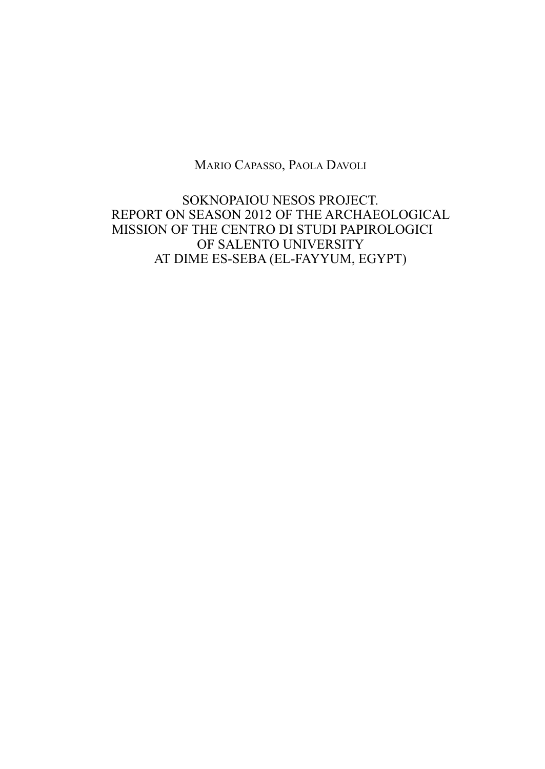Mario Capasso, Paola Davoli

# SOKNOPAIOU NESOS PROJECT. REPORT ON SEASON 2012 OF THE ARCHAEOLOGICAL MISSION OF THE CENTRO DI STUDI PAPIROLOGICI OF SALENTO UNIVERSITY AT DIME ES-SEBA (EL-FAYYUM, EGYPT)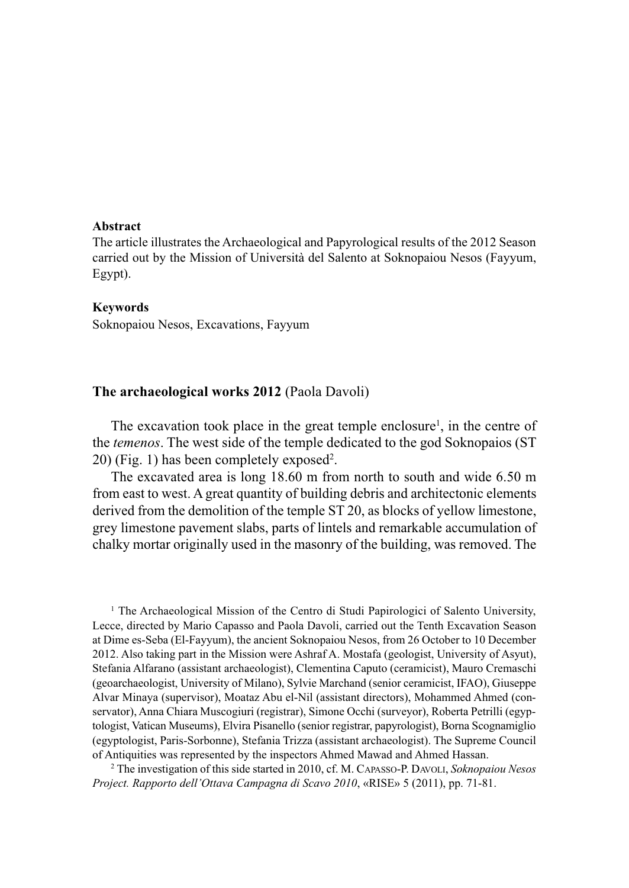**Abstract**
The article illustrates the Archaeological and Papyrological results of the 2012 Season carried out by the Mission of Università del Salento at Soknopaiou Nesos (Fayyum, Egypt).

**Keywords**
Soknopaiou Nesos, Excavations, Fayyum

## The archaeological works 2012 (Paola Davoli)

The excavation took place in the great temple enclosure[1], in the centre of the *temenos*. The west side of the temple dedicated to the god Soknopaios (ST 20) (Fig. 1) has been completely exposed[2].

The excavated area is long 18.60 m from north to south and wide 6.50 m from east to west. A great quantity of building debris and architectonic elements derived from the demolition of the temple ST 20, as blocks of yellow limestone, grey limestone pavement slabs, parts of lintels and remarkable accumulation of chalky mortar originally used in the masonry of the building, was removed. The

[1] The Archaeological Mission of the Centro di Studi Papirologici of Salento University, Lecce, directed by Mario Capasso and Paola Davoli, carried out the Tenth Excavation Season at Dime es-Seba (El-Fayyum), the ancient Soknopaiou Nesos, from 26 October to 10 December 2012. Also taking part in the Mission were Ashraf A. Mostafa (geologist, University of Asyut), Stefania Alfarano (assistant archaeologist), Clementina Caputo (ceramicist), Mauro Cremaschi (geoarchaeologist, University of Milano), Sylvie Marchand (senior ceramicist, IFAO), Giuseppe Alvar Minaya (supervisor), Moataz Abu el-Nil (assistant directors), Mohammed Ahmed (conservator), Anna Chiara Muscogiuri (registrar), Simone Occhi (surveyor), Roberta Petrilli (egyptologist, Vatican Museums), Elvira Pisanello (senior registrar, papyrologist), Borna Scognamiglio (egyptologist, Paris-Sorbonne), Stefania Trizza (assistant archaeologist). The Supreme Council of Antiquities was represented by the inspectors Ahmed Mawad and Ahmed Hassan.

[2] The investigation of this side started in 2010, cf. M. Capasso-P. Davoli, *Soknopaiou Nesos Project. Rapporto dell'Ottava Campagna di Scavo 2010*, «RISE» 5 (2011), pp. 71-81.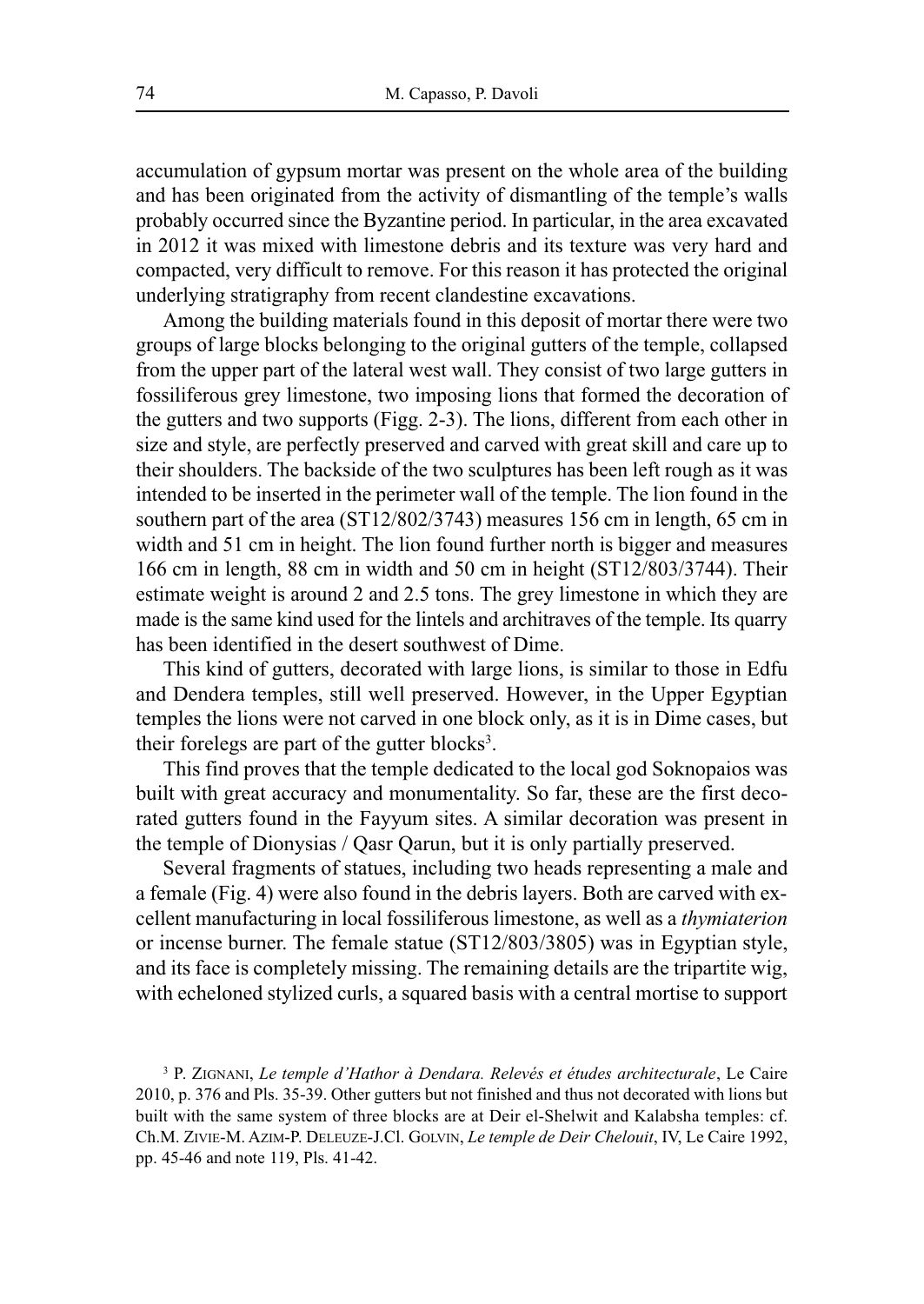accumulation of gypsum mortar was present on the whole area of the building and has been originated from the activity of dismantling of the temple's walls probably occurred since the Byzantine period. In particular, in the area excavated in 2012 it was mixed with limestone debris and its texture was very hard and compacted, very difficult to remove. For this reason it has protected the original underlying stratigraphy from recent clandestine excavations.

Among the building materials found in this deposit of mortar there were two groups of large blocks belonging to the original gutters of the temple, collapsed from the upper part of the lateral west wall. They consist of two large gutters in fossiliferous grey limestone, two imposing lions that formed the decoration of the gutters and two supports (Figg. 2-3). The lions, different from each other in size and style, are perfectly preserved and carved with great skill and care up to their shoulders. The backside of the two sculptures has been left rough as it was intended to be inserted in the perimeter wall of the temple. The lion found in the southern part of the area (ST12/802/3743) measures 156 cm in length, 65 cm in width and 51 cm in height. The lion found further north is bigger and measures 166 cm in length, 88 cm in width and 50 cm in height (ST12/803/3744). Their estimate weight is around 2 and 2.5 tons. The grey limestone in which they are made is the same kind used for the lintels and architraves of the temple. Its quarry has been identified in the desert southwest of Dime.

This kind of gutters, decorated with large lions, is similar to those in Edfu and Dendera temples, still well preserved. However, in the Upper Egyptian temples the lions were not carved in one block only, as it is in Dime cases, but their forelegs are part of the gutter blocks[3].

This find proves that the temple dedicated to the local god Soknopaios was built with great accuracy and monumentality. So far, these are the first decorated gutters found in the Fayyum sites. A similar decoration was present in the temple of Dionysias / Qasr Qarun, but it is only partially preserved.

Several fragments of statues, including two heads representing a male and a female (Fig. 4) were also found in the debris layers. Both are carved with excellent manufacturing in local fossiliferous limestone, as well as a *thymiaterion* or incense burner. The female statue (ST12/803/3805) was in Egyptian style, and its face is completely missing. The remaining details are the tripartite wig, with echeloned stylized curls, a squared basis with a central mortise to support

[3] P. Zignani, *Le temple d'Hathor à Dendara. Relevés et études architecturale*, Le Caire 2010, p. 376 and Pls. 35-39. Other gutters but not finished and thus not decorated with lions but built with the same system of three blocks are at Deir el-Shelwit and Kalabsha temples: cf. Ch.M. Zivie-M. Azim-P. Deleuze-J.Cl. Golvin, *Le temple de Deir Chelouit*, IV, Le Caire 1992, pp. 45-46 and note 119, Pls. 41-42.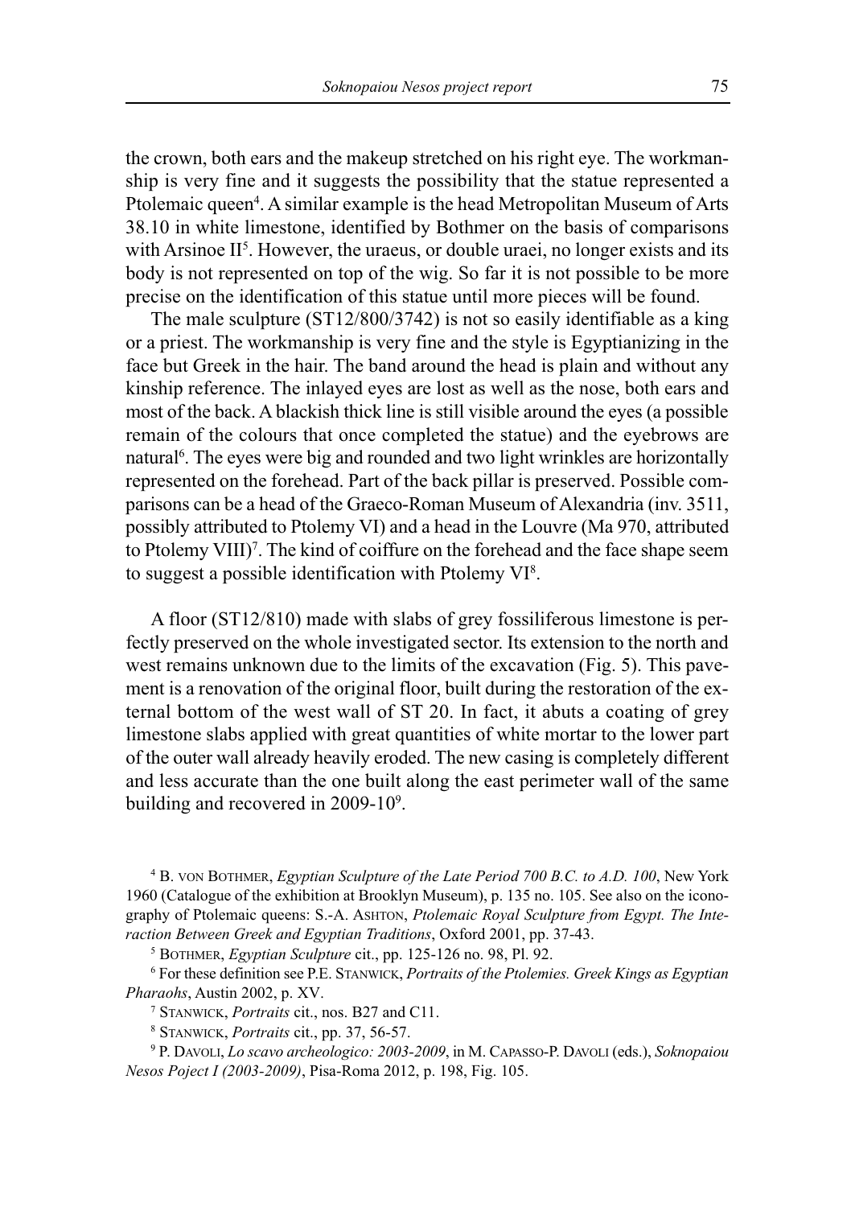the crown, both ears and the makeup stretched on his right eye. The workmanship is very fine and it suggests the possibility that the statue represented a Ptolemaic queen[4]. A similar example is the head Metropolitan Museum of Arts 38.10 in white limestone, identified by Bothmer on the basis of comparisons with Arsinoe II[5]. However, the uraeus, or double uraei, no longer exists and its body is not represented on top of the wig. So far it is not possible to be more precise on the identification of this statue until more pieces will be found.

The male sculpture (ST12/800/3742) is not so easily identifiable as a king or a priest. The workmanship is very fine and the style is Egyptianizing in the face but Greek in the hair. The band around the head is plain and without any kinship reference. The inlayed eyes are lost as well as the nose, both ears and most of the back. A blackish thick line is still visible around the eyes (a possible remain of the colours that once completed the statue) and the eyebrows are natural[6]. The eyes were big and rounded and two light wrinkles are horizontally represented on the forehead. Part of the back pillar is preserved. Possible comparisons can be a head of the Graeco-Roman Museum of Alexandria (inv. 3511, possibly attributed to Ptolemy VI) and a head in the Louvre (Ma 970, attributed to Ptolemy VIII)[7]. The kind of coiffure on the forehead and the face shape seem to suggest a possible identification with Ptolemy VI[8].

A floor (ST12/810) made with slabs of grey fossiliferous limestone is perfectly preserved on the whole investigated sector. Its extension to the north and west remains unknown due to the limits of the excavation (Fig. 5). This pavement is a renovation of the original floor, built during the restoration of the external bottom of the west wall of ST 20. In fact, it abuts a coating of grey limestone slabs applied with great quantities of white mortar to the lower part of the outer wall already heavily eroded. The new casing is completely different and less accurate than the one built along the east perimeter wall of the same building and recovered in 2009-10[9].

---

[4] B. von Bothmer, *Egyptian Sculpture of the Late Period 700 B.C. to A.D. 100*, New York 1960 (Catalogue of the exhibition at Brooklyn Museum), p. 135 no. 105. See also on the iconography of Ptolemaic queens: S.-A. Ashton, *Ptolemaic Royal Sculpture from Egypt. The Interaction Between Greek and Egyptian Traditions*, Oxford 2001, pp. 37-43.

[5] Bothmer, *Egyptian Sculpture* cit., pp. 125-126 no. 98, Pl. 92.

[6] For these definition see P.E. Stanwick, *Portraits of the Ptolemies. Greek Kings as Egyptian Pharaohs*, Austin 2002, p. XV.

[7] Stanwick, *Portraits* cit., nos. B27 and C11.

[8] Stanwick, *Portraits* cit., pp. 37, 56-57.

[9] P. Davoli, *Lo scavo archeologico: 2003-2009*, in M. Capasso-P. Davoli (eds.), *Soknopaiou Nesos Poject I (2003-2009)*, Pisa-Roma 2012, p. 198, Fig. 105.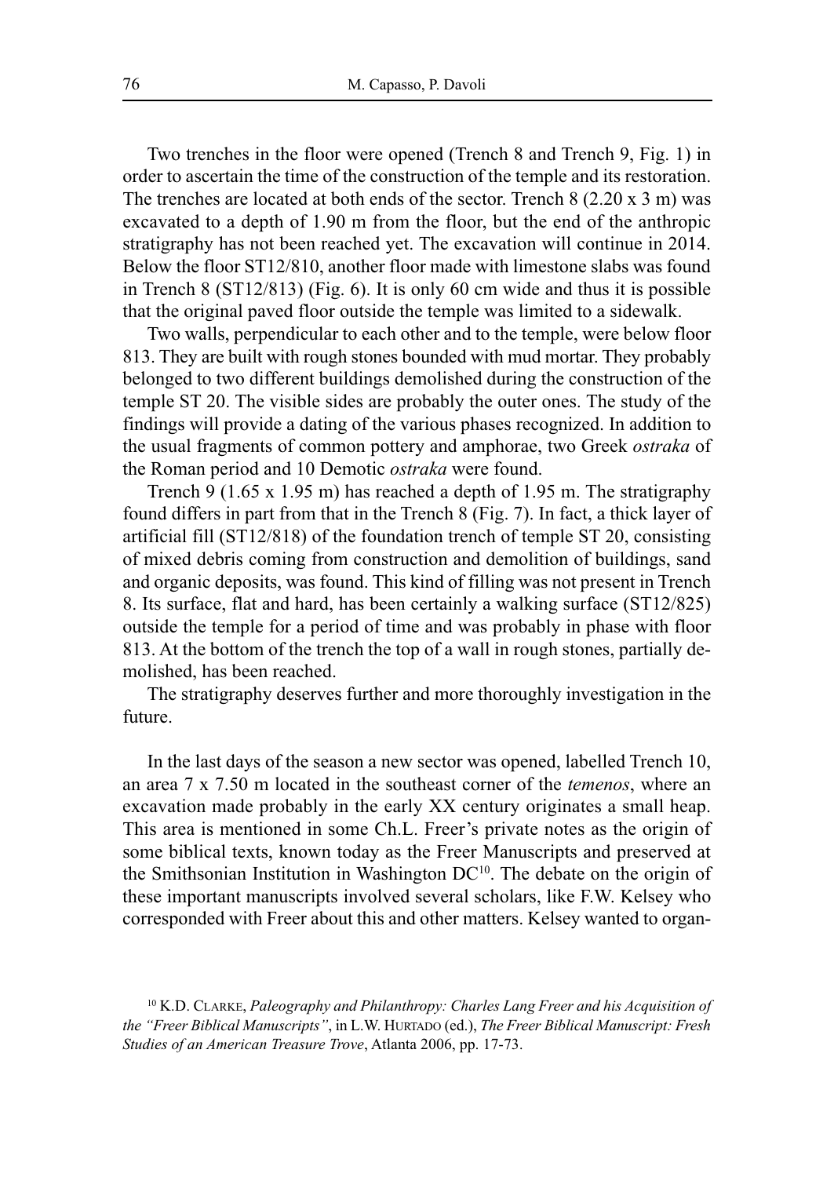Two trenches in the floor were opened (Trench 8 and Trench 9, Fig. 1) in order to ascertain the time of the construction of the temple and its restoration. The trenches are located at both ends of the sector. Trench 8 (2.20 x 3 m) was excavated to a depth of 1.90 m from the floor, but the end of the anthropic stratigraphy has not been reached yet. The excavation will continue in 2014. Below the floor ST12/810, another floor made with limestone slabs was found in Trench 8 (ST12/813) (Fig. 6). It is only 60 cm wide and thus it is possible that the original paved floor outside the temple was limited to a sidewalk.

Two walls, perpendicular to each other and to the temple, were below floor 813. They are built with rough stones bounded with mud mortar. They probably belonged to two different buildings demolished during the construction of the temple ST 20. The visible sides are probably the outer ones. The study of the findings will provide a dating of the various phases recognized. In addition to the usual fragments of common pottery and amphorae, two Greek *ostraka* of the Roman period and 10 Demotic *ostraka* were found.

Trench 9 (1.65 x 1.95 m) has reached a depth of 1.95 m. The stratigraphy found differs in part from that in the Trench 8 (Fig. 7). In fact, a thick layer of artificial fill (ST12/818) of the foundation trench of temple ST 20, consisting of mixed debris coming from construction and demolition of buildings, sand and organic deposits, was found. This kind of filling was not present in Trench 8. Its surface, flat and hard, has been certainly a walking surface (ST12/825) outside the temple for a period of time and was probably in phase with floor 813. At the bottom of the trench the top of a wall in rough stones, partially demolished, has been reached.

The stratigraphy deserves further and more thoroughly investigation in the future.

In the last days of the season a new sector was opened, labelled Trench 10, an area 7 x 7.50 m located in the southeast corner of the *temenos*, where an excavation made probably in the early XX century originates a small heap. This area is mentioned in some Ch.L. Freer's private notes as the origin of some biblical texts, known today as the Freer Manuscripts and preserved at the Smithsonian Institution in Washington DC[10]. The debate on the origin of these important manuscripts involved several scholars, like F.W. Kelsey who corresponded with Freer about this and other matters. Kelsey wanted to organ-

[10] K.D. Clarke, *Paleography and Philanthropy: Charles Lang Freer and his Acquisition of the "Freer Biblical Manuscripts"*, in L.W. Hurtado (ed.), *The Freer Biblical Manuscript: Fresh Studies of an American Treasure Trove*, Atlanta 2006, pp. 17-73.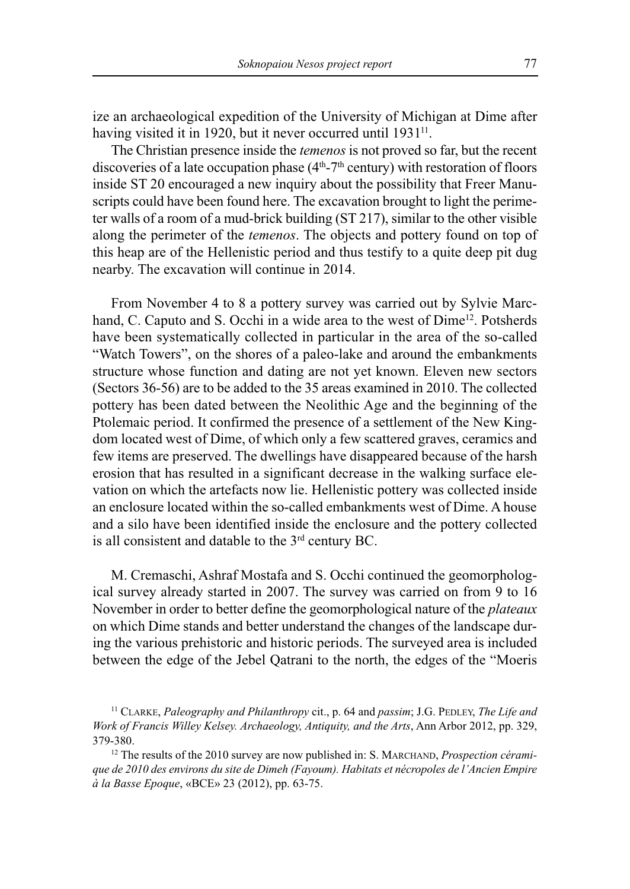ize an archaeological expedition of the University of Michigan at Dime after having visited it in 1920, but it never occurred until 1931[11].

The Christian presence inside the *temenos* is not proved so far, but the recent discoveries of a late occupation phase (4th-7th century) with restoration of floors inside ST 20 encouraged a new inquiry about the possibility that Freer Manuscripts could have been found here. The excavation brought to light the perimeter walls of a room of a mud-brick building (ST 217), similar to the other visible along the perimeter of the *temenos*. The objects and pottery found on top of this heap are of the Hellenistic period and thus testify to a quite deep pit dug nearby. The excavation will continue in 2014.

From November 4 to 8 a pottery survey was carried out by Sylvie Marchand, C. Caputo and S. Occhi in a wide area to the west of Dime[12]. Potsherds have been systematically collected in particular in the area of the so-called "Watch Towers", on the shores of a paleo-lake and around the embankments structure whose function and dating are not yet known. Eleven new sectors (Sectors 36-56) are to be added to the 35 areas examined in 2010. The collected pottery has been dated between the Neolithic Age and the beginning of the Ptolemaic period. It confirmed the presence of a settlement of the New Kingdom located west of Dime, of which only a few scattered graves, ceramics and few items are preserved. The dwellings have disappeared because of the harsh erosion that has resulted in a significant decrease in the walking surface elevation on which the artefacts now lie. Hellenistic pottery was collected inside an enclosure located within the so-called embankments west of Dime. A house and a silo have been identified inside the enclosure and the pottery collected is all consistent and datable to the 3rd century BC.

M. Cremaschi, Ashraf Mostafa and S. Occhi continued the geomorphological survey already started in 2007. The survey was carried on from 9 to 16 November in order to better define the geomorphological nature of the *plateaux* on which Dime stands and better understand the changes of the landscape during the various prehistoric and historic periods. The surveyed area is included between the edge of the Jebel Qatrani to the north, the edges of the "Moeris

[11] Clarke, *Paleography and Philanthropy* cit., p. 64 and *passim*; J.G. Pedley, *The Life and Work of Francis Willey Kelsey. Archaeology, Antiquity, and the Arts*, Ann Arbor 2012, pp. 329, 379-380.

[12] The results of the 2010 survey are now published in: S. Marchand, *Prospection céramique de 2010 des environs du site de Dimeh (Fayoum). Habitats et nécropoles de l'Ancien Empire à la Basse Epoque*, «BCE» 23 (2012), pp. 63-75.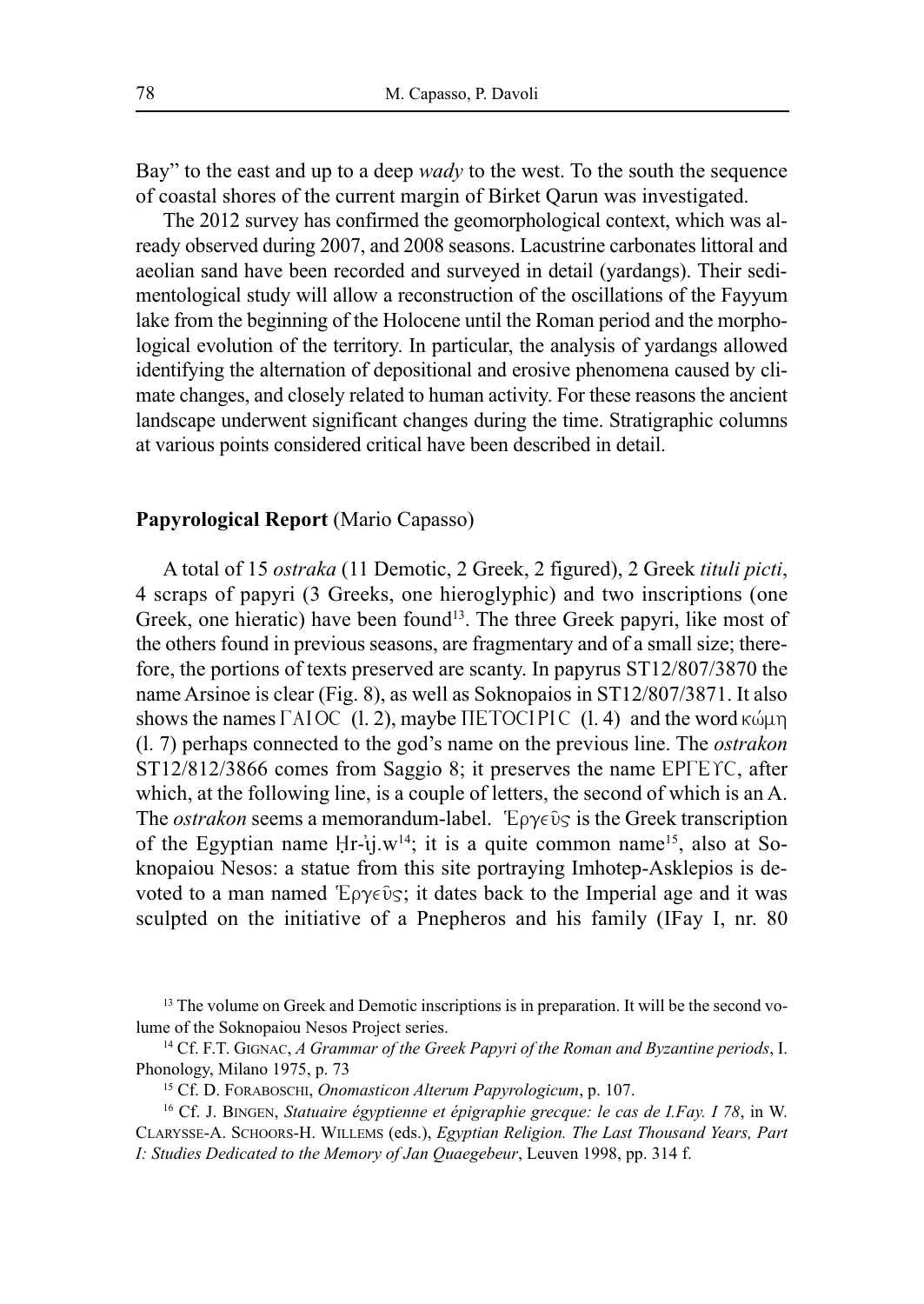Bay" to the east and up to a deep *wady* to the west. To the south the sequence of coastal shores of the current margin of Birket Qarun was investigated.

The 2012 survey has confirmed the geomorphological context, which was already observed during 2007, and 2008 seasons. Lacustrine carbonates littoral and aeolian sand have been recorded and surveyed in detail (yardangs). Their sedimentological study will allow a reconstruction of the oscillations of the Fayyum lake from the beginning of the Holocene until the Roman period and the morphological evolution of the territory. In particular, the analysis of yardangs allowed identifying the alternation of depositional and erosive phenomena caused by climate changes, and closely related to human activity. For these reasons the ancient landscape underwent significant changes during the time. Stratigraphic columns at various points considered critical have been described in detail.

## Papyrological Report (Mario Capasso)

A total of 15 *ostraka* (11 Demotic, 2 Greek, 2 figured), 2 Greek *tituli picti*, 4 scraps of papyri (3 Greeks, one hieroglyphic) and two inscriptions (one Greek, one hieratic) have been found[13]. The three Greek papyri, like most of the others found in previous seasons, are fragmentary and of a small size; therefore, the portions of texts preserved are scanty. In papyrus ST12/807/3870 the name Arsinoe is clear (Fig. 8), as well as Soknopaios in ST12/807/3871. It also shows the names ΓΑΙΟϹ (l. 2), maybe ΠΕΤΟϹΙΡΙϹ (l. 4) and the word κώμη (l. 7) perhaps connected to the god's name on the previous line. The *ostrakon* ST12/812/3866 comes from Saggio 8; it preserves the name ΕΡΓΕΥϹ, after which, at the following line, is a couple of letters, the second of which is an A. The *ostrakon* seems a memorandum-label. Ἑργεῦς is the Greek transcription of the Egyptian name Ḥr-ỉj.w[14]; it is a quite common name[15], also at Soknopaiou Nesos: a statue from this site portraying Imhotep-Asklepios is devoted to a man named Ἑργεῦς; it dates back to the Imperial age and it was sculpted on the initiative of a Pnepheros and his family (IFay I, nr. 80

[13] The volume on Greek and Demotic inscriptions is in preparation. It will be the second volume of the Soknopaiou Nesos Project series.

[14] Cf. F.T. Gignac, *A Grammar of the Greek Papyri of the Roman and Byzantine periods*, I. Phonology, Milano 1975, p. 73

[15] Cf. D. Foraboschi, *Onomasticon Alterum Papyrologicum*, p. 107.

[16] Cf. J. Bingen, *Statuaire égyptienne et épigraphie grecque: le cas de I.Fay. I 78*, in W. Clarysse-A. Schoors-H. Willems (eds.), *Egyptian Religion. The Last Thousand Years, Part I: Studies Dedicated to the Memory of Jan Quaegebeur*, Leuven 1998, pp. 314 f.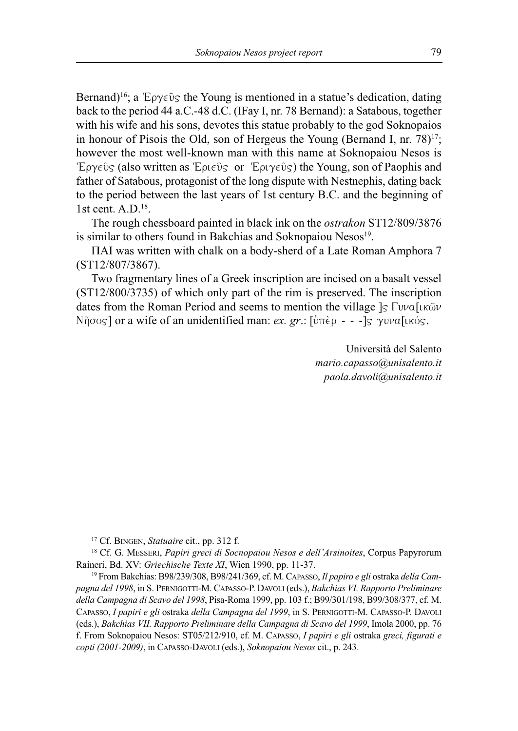Bernand)[16]; a Ἑργεῦς the Young is mentioned in a statue's dedication, dating back to the period 44 a.C.-48 d.C. (IFay I, nr. 78 Bernand): a Satabous, together with his wife and his sons, devotes this statue probably to the god Soknopaios in honour of Pisois the Old, son of Hergeus the Young (Bernand I, nr. 78)[17]; however the most well-known man with this name at Soknopaiou Nesos is Ἑργεῦς (also written as Ἑριεῦς or Ἑριγεῦς) the Young, son of Paophis and father of Satabous, protagonist of the long dispute with Nestnephis, dating back to the period between the last years of 1st century B.C. and the beginning of 1st cent. A.D.[18].

The rough chessboard painted in black ink on the *ostrakon* ST12/809/3876 is similar to others found in Bakchias and Soknopaiou Nesos[19].

ΠΑΙ was written with chalk on a body-sherd of a Late Roman Amphora 7 (ST12/807/3867).

Two fragmentary lines of a Greek inscription are incised on a basalt vessel (ST12/800/3735) of which only part of the rim is preserved. The inscription dates from the Roman Period and seems to mention the village ]ς Γυνα[ικῶν Νῆσος] or a wife of an unidentified man: *ex. gr.*: [ὑπὲρ - - -]ς γυνα[ικός.

Università del Salento
*mario.capasso@unisalento.it*
*paola.davoli@unisalento.it*

---

[17] Cf. Bingen, *Statuaire* cit., pp. 312 f.

[18] Cf. G. Messeri, *Papiri greci di Socnopaiou Nesos e dell'Arsinoites*, Corpus Papyrorum Raineri, Bd. XV: *Griechische Texte XI*, Wien 1990, pp. 11-37.

[19] From Bakchias: B98/239/308, B98/241/369, cf. M. Capasso, *Il papiro e gli* ostraka *della Campagna del 1998*, in S. Pernigotti-M. Capasso-P. Davoli (eds.), *Bakchias VI. Rapporto Preliminare della Campagna di Scavo del 1998*, Pisa-Roma 1999, pp. 103 f.; B99/301/198, B99/308/377, cf. M. Capasso, *I papiri e gli* ostraka *della Campagna del 1999*, in S. Pernigotti-M. Capasso-P. Davoli (eds.), *Bakchias VII. Rapporto Preliminare della Campagna di Scavo del 1999*, Imola 2000, pp. 76 f. From Soknopaiou Nesos: ST05/212/910, cf. M. Capasso, *I papiri e gli* ostraka *greci, figurati e copti (2001-2009)*, in Capasso-Davoli (eds.), *Soknopaiou Nesos* cit., p. 243.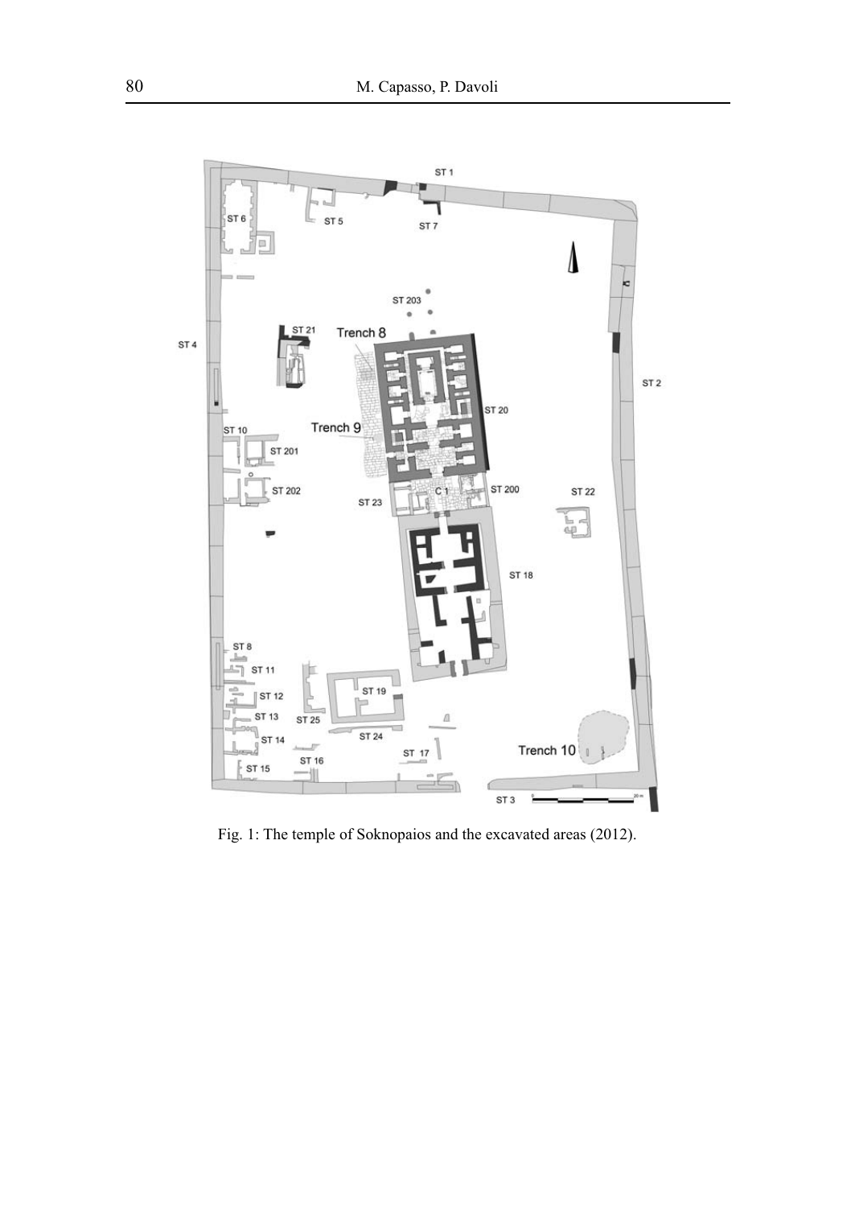Fig. 1: The temple of Soknopaios and the excavated areas (2012).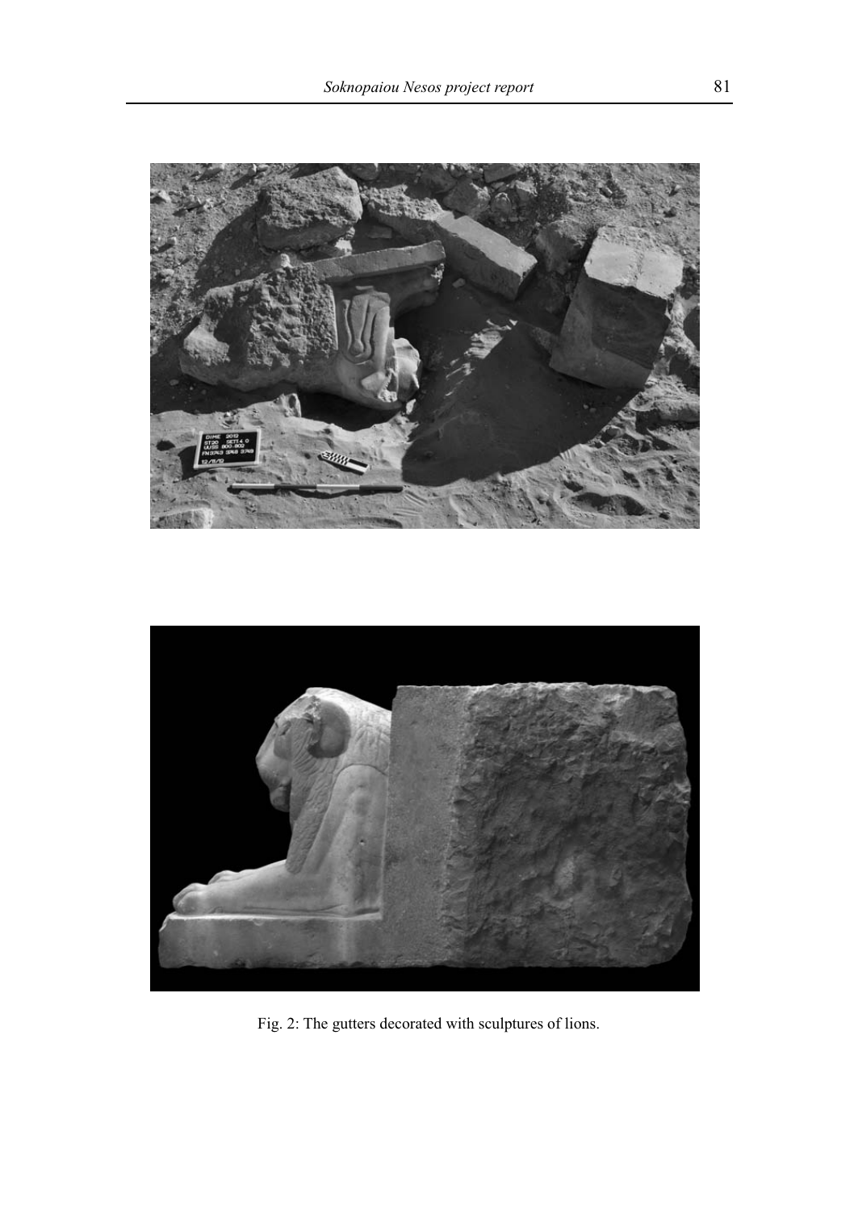Fig. 2: The gutters decorated with sculptures of lions.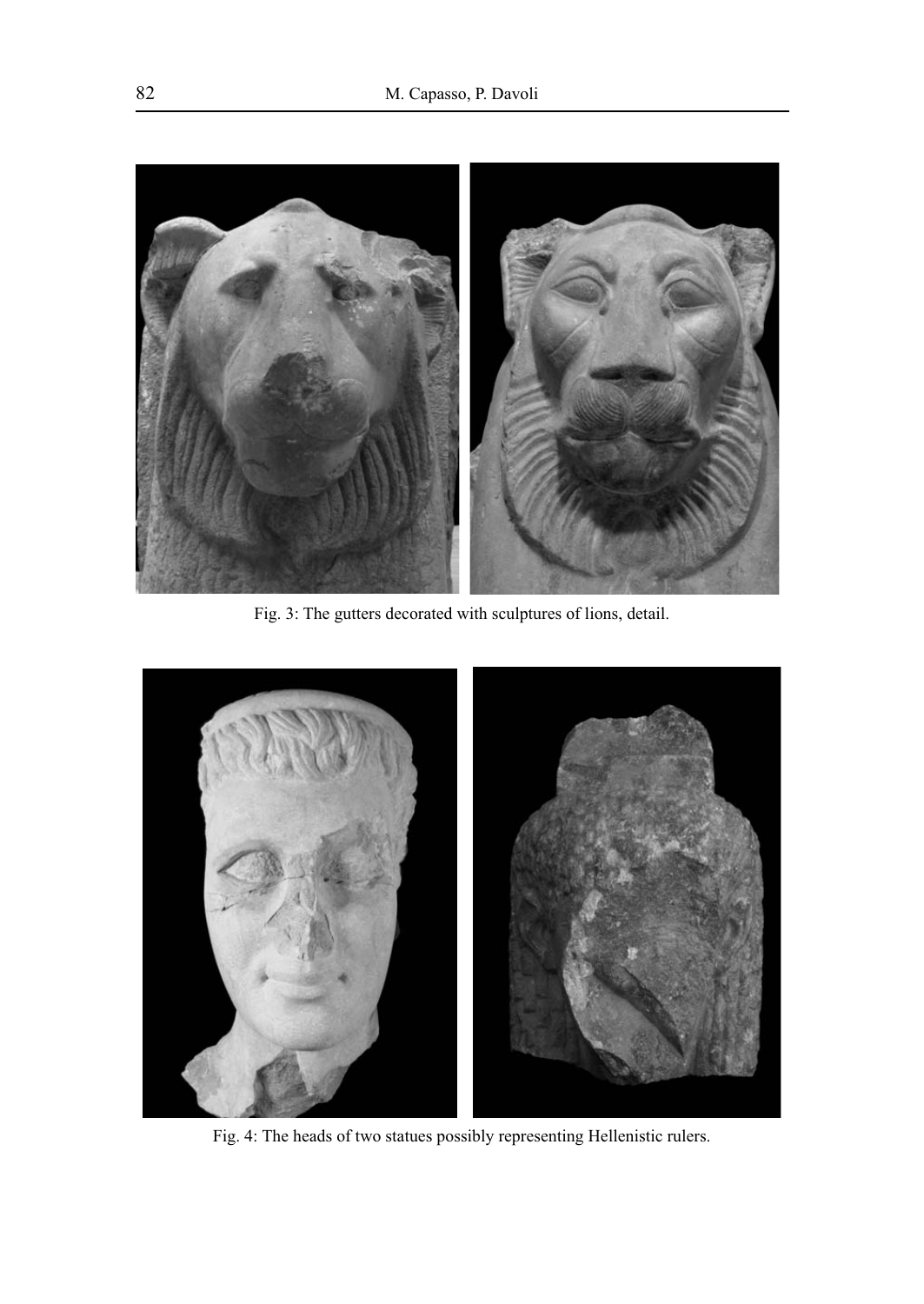Fig. 3: The gutters decorated with sculptures of lions, detail.

Fig. 4: The heads of two statues possibly representing Hellenistic rulers.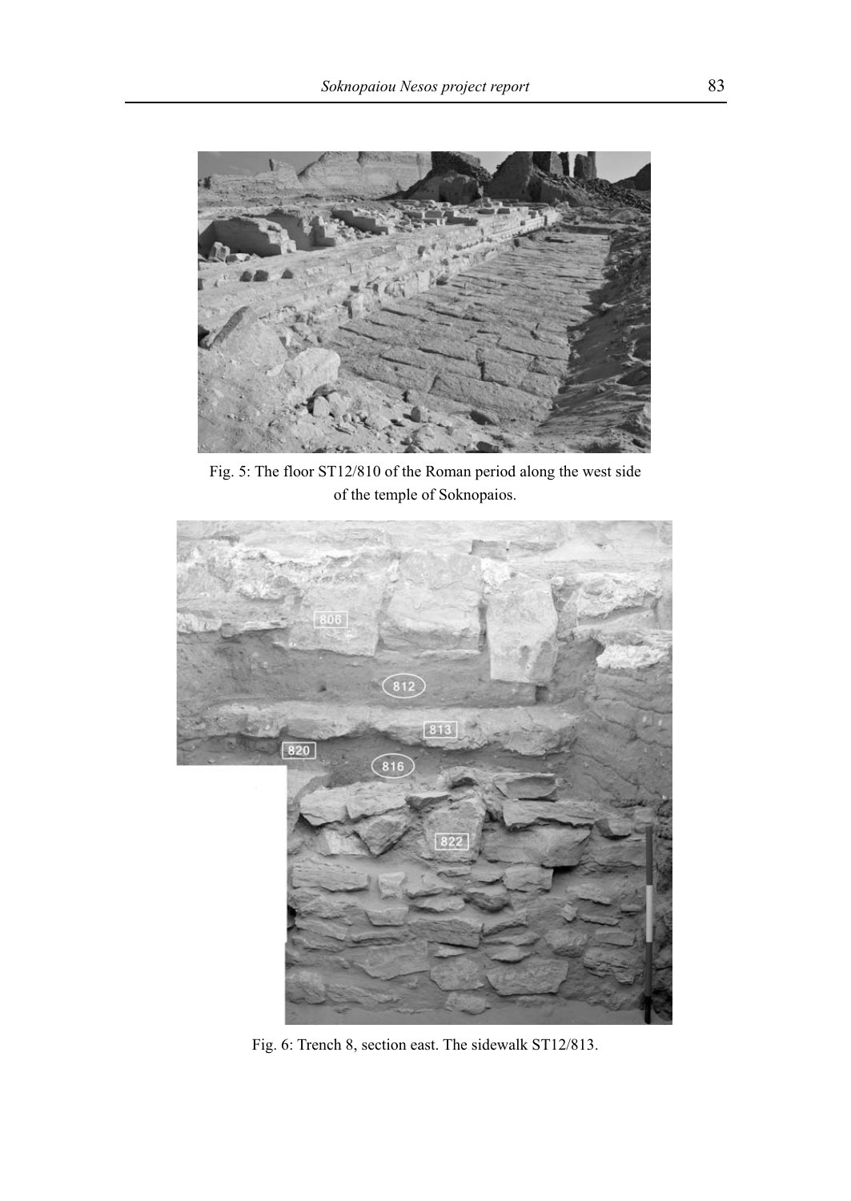Fig. 5: The floor ST12/810 of the Roman period along the west side of the temple of Soknopaios.

Fig. 6: Trench 8, section east. The sidewalk ST12/813.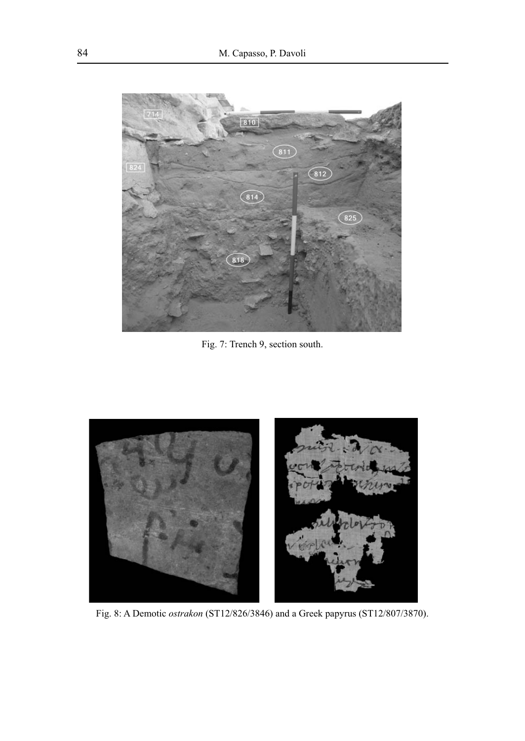Fig. 7: Trench 9, section south.

Fig. 8: A Demotic *ostrakon* (ST12/826/3846) and a Greek papyrus (ST12/807/3870).